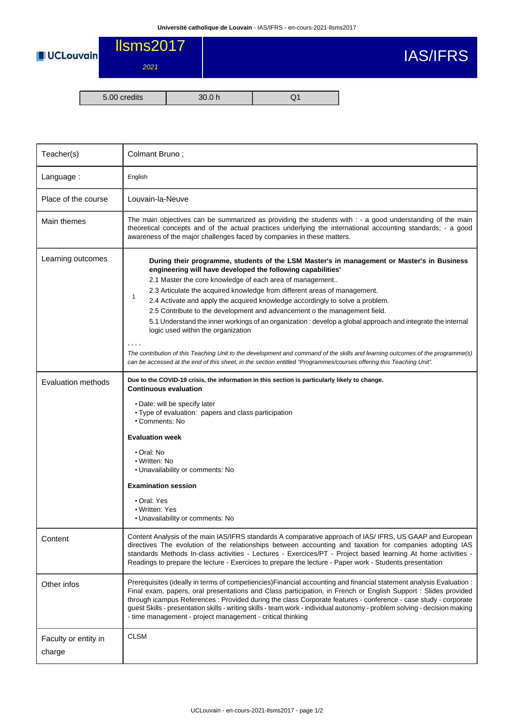# llsms2017

*2021*

# IAS/IFRS

| 5.00 credits | 30.0 h | Q1 |
| --- | --- | --- |

| | |
| --- | --- |
| Teacher(s) | Colmant Bruno ; |
| Language : | English |
| Place of the course | Louvain-la-Neuve |
| Main themes | The main objectives can be summarized as providing the students with : - a good understanding of the main theoretical concepts and of the actual practices underlying the international accounting standards; - a good awareness of the major challenges faced by companies in these matters. |
| Learning outcomes | 1 — **During their programme, students of the LSM Master's in management or Master's in Business engineering will have developed the following capabilities'** 2.1 Master the core knowledge of each area of management.. 2.3 Articulate the acquired knowledge from different areas of management. 2.4 Activate and apply the acquired knowledge accordingly to solve a problem. 2.5 Contribute to the development and advancement o the management field. 5.1 Understand the inner workings of an organization : develop a global approach and integrate the internal logic used within the organization<br>- - - -<br>*The contribution of this Teaching Unit to the development and command of the skills and learning outcomes of the programme(s) can be accessed at the end of this sheet, in the section entitled “Programmes/courses offering this Teaching Unit”.* |
| Evaluation methods | **Due to the COVID-19 crisis, the information in this section is particularly likely to change.**<br>**Continuous evaluation**<br>• Date: will be specify later<br>• Type of evaluation: papers and class participation<br>• Comments: No<br>**Evaluation week**<br>• Oral: No<br>• Written: No<br>• Unavailability or comments: No<br>**Examination session**<br>• Oral: Yes<br>• Written: Yes<br>• Unavailability or comments: No |
| Content | Content Analysis of the main IAS/IFRS standards A comparative approach of IAS/ IFRS, US GAAP and European directives The evolution of the relationships between accounting and taxation for companies adopting IAS standards Methods In-class activities - Lectures - Exercices/PT - Project based learning At home activities - Readings to prepare the lecture - Exercices to prepare the lecture - Paper work - Students presentation |
| Other infos | Prerequisites (ideally in terms of competiencies)Financial accounting and financial statement analysis Evaluation : Final exam, papers, oral presentations and Class participation, in French or English Support : Slides provided through icampus References : Provided during the class Corporate features - conference - case study - corporate guest Skills - presentation skills - writing skills - team work - individual autonomy - problem solving - decision making - time management - project management - critical thinking |
| Faculty or entity in charge | CLSM |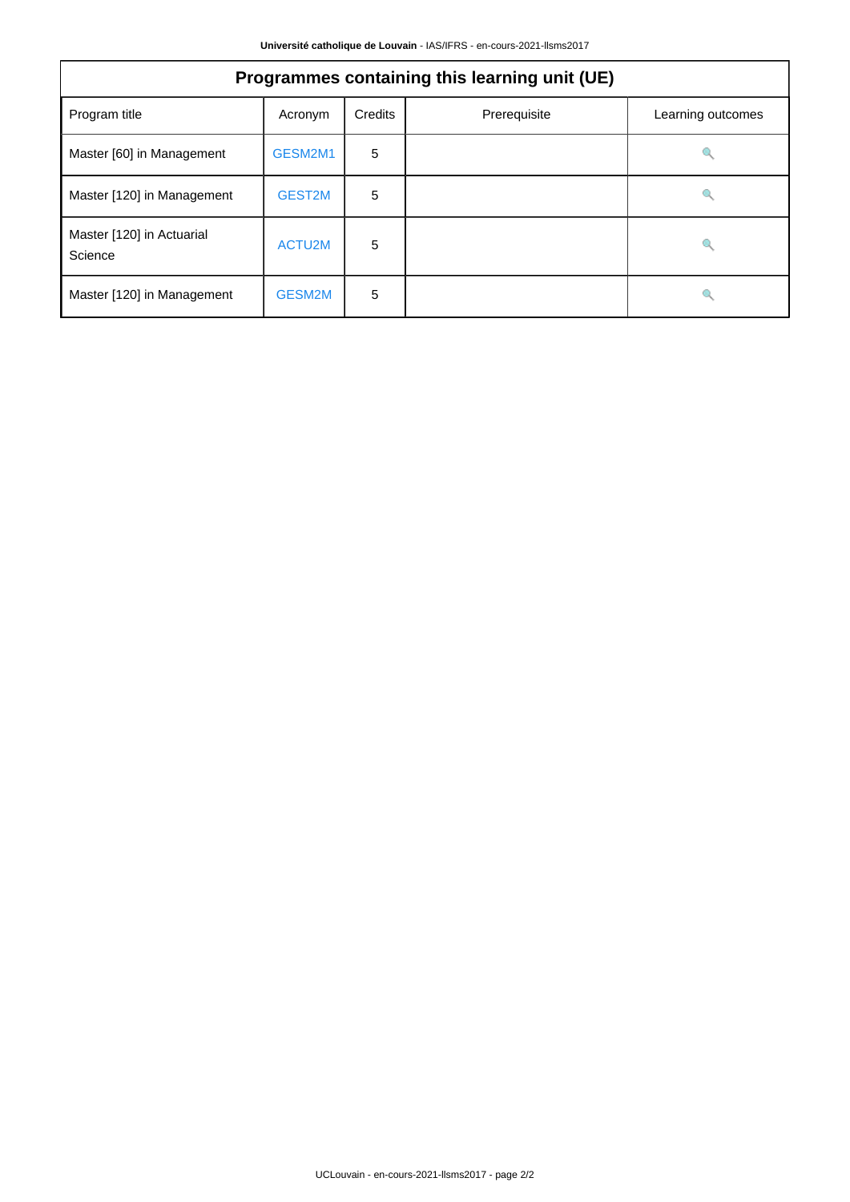## Programmes containing this learning unit (UE)

| Program title | Acronym | Credits | Prerequisite | Learning outcomes |
|---|---|---|---|---|
| Master [60] in Management | GESM2M1 | 5 | | |
| Master [120] in Management | GEST2M | 5 | | |
| Master [120] in Actuarial Science | ACTU2M | 5 | | |
| Master [120] in Management | GESM2M | 5 | | |